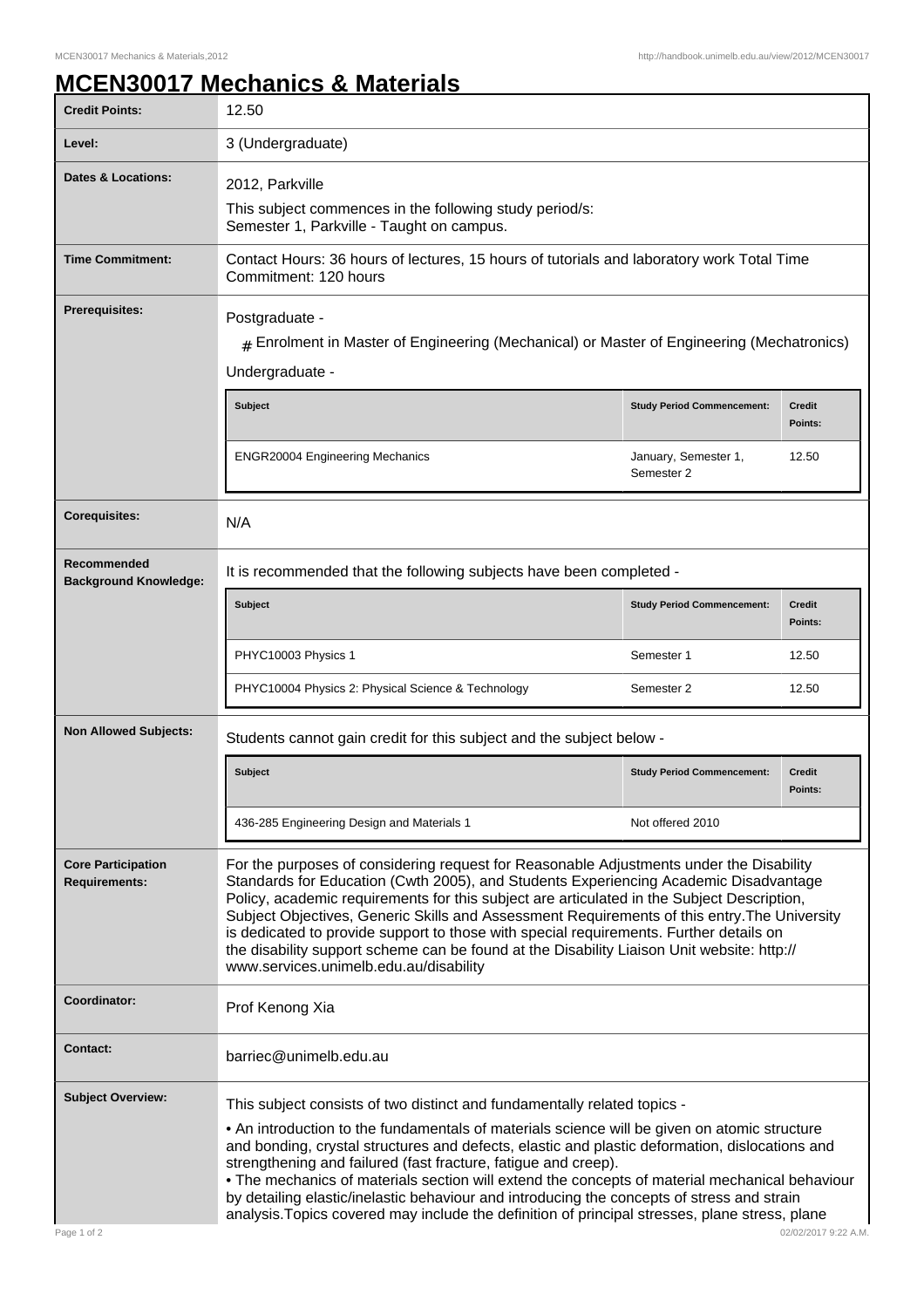# MCEN30017 Mechanics & Materials

| | |
|---|---|
| **Credit Points:** | 12.50 |
| **Level:** | 3 (Undergraduate) |
| **Dates & Locations:** | 2012, Parkville<br>This subject commences in the following study period/s:<br>Semester 1, Parkville - Taught on campus. |
| **Time Commitment:** | Contact Hours: 36 hours of lectures, 15 hours of tutorials and laboratory work Total Time Commitment: 120 hours |
| **Prerequisites:** | Postgraduate -<br># Enrolment in Master of Engineering (Mechanical) or Master of Engineering (Mechatronics)<br>Undergraduate - |
| **Corequisites:** | N/A |
| **Recommended Background Knowledge:** | It is recommended that the following subjects have been completed - |
| **Non Allowed Subjects:** | Students cannot gain credit for this subject and the subject below - |
| **Core Participation Requirements:** | For the purposes of considering request for Reasonable Adjustments under the Disability Standards for Education (Cwth 2005), and Students Experiencing Academic Disadvantage Policy, academic requirements for this subject are articulated in the Subject Description, Subject Objectives, Generic Skills and Assessment Requirements of this entry.The University is dedicated to provide support to those with special requirements. Further details on the disability support scheme can be found at the Disability Liaison Unit website: http://www.services.unimelb.edu.au/disability |
| **Coordinator:** | Prof Kenong Xia |
| **Contact:** | barriec@unimelb.edu.au |
| **Subject Overview:** | This subject consists of two distinct and fundamentally related topics -<br>• An introduction to the fundamentals of materials science will be given on atomic structure and bonding, crystal structures and defects, elastic and plastic deformation, dislocations and strengthening and failured (fast fracture, fatigue and creep).<br>• The mechanics of materials section will extend the concepts of material mechanical behaviour by detailing elastic/inelastic behaviour and introducing the concepts of stress and strain analysis.Topics covered may include the definition of principal stresses, plane stress, plane |

**Prerequisites (Undergraduate):**

| Subject | Study Period Commencement: | Credit Points: |
|---|---|---|
| ENGR20004 Engineering Mechanics | January, Semester 1, Semester 2 | 12.50 |

**Recommended Background Knowledge:**

| Subject | Study Period Commencement: | Credit Points: |
|---|---|---|
| PHYC10003 Physics 1 | Semester 1 | 12.50 |
| PHYC10004 Physics 2: Physical Science & Technology | Semester 2 | 12.50 |

**Non Allowed Subjects:**

| Subject | Study Period Commencement: | Credit Points: |
|---|---|---|
| 436-285 Engineering Design and Materials 1 | Not offered 2010 | |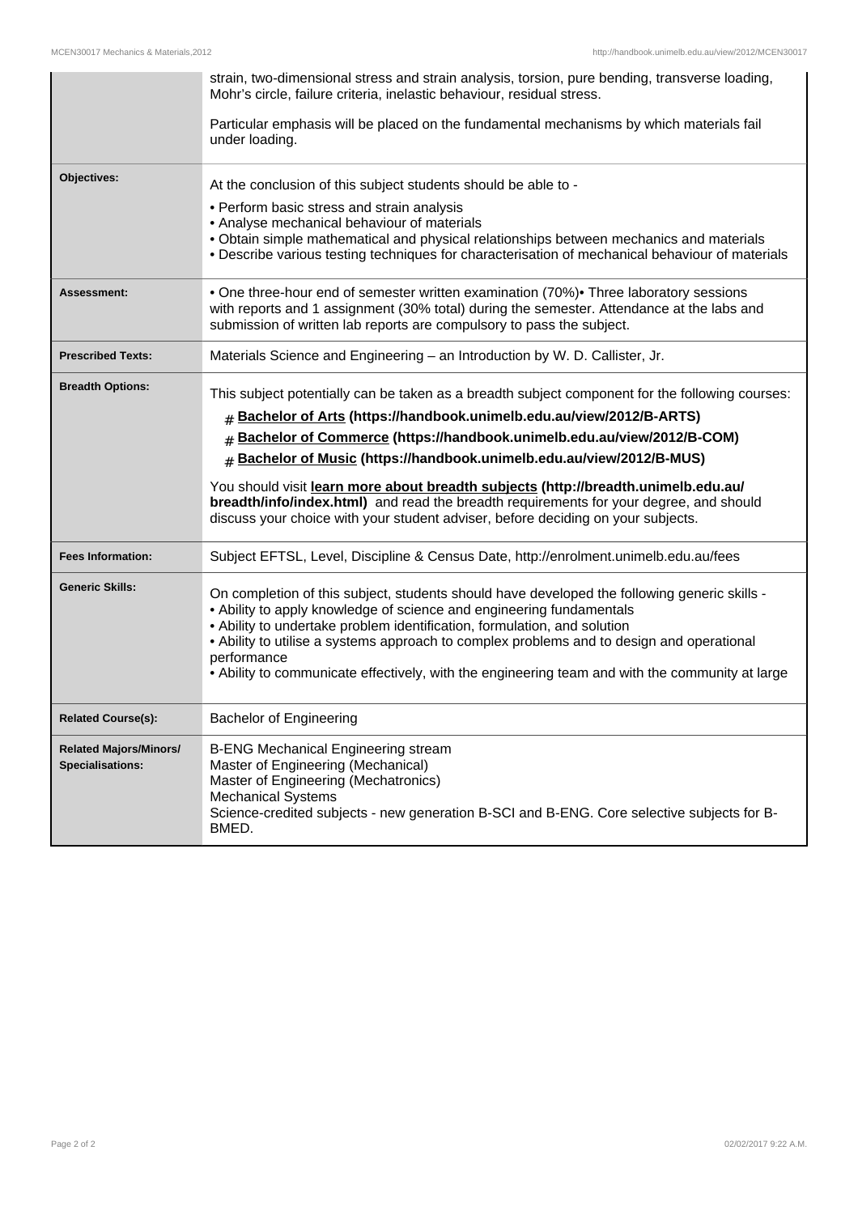| | |
| --- | --- |
| | strain, two-dimensional stress and strain analysis, torsion, pure bending, transverse loading, Mohr's circle, failure criteria, inelastic behaviour, residual stress.<br><br>Particular emphasis will be placed on the fundamental mechanisms by which materials fail under loading. |
| **Objectives:** | At the conclusion of this subject students should be able to -<br>• Perform basic stress and strain analysis<br>• Analyse mechanical behaviour of materials<br>• Obtain simple mathematical and physical relationships between mechanics and materials<br>• Describe various testing techniques for characterisation of mechanical behaviour of materials |
| **Assessment:** | • One three-hour end of semester written examination (70%)• Three laboratory sessions with reports and 1 assignment (30% total) during the semester. Attendance at the labs and submission of written lab reports are compulsory to pass the subject. |
| **Prescribed Texts:** | Materials Science and Engineering – an Introduction by W. D. Callister, Jr. |
| **Breadth Options:** | This subject potentially can be taken as a breadth subject component for the following courses:<br># **Bachelor of Arts (https://handbook.unimelb.edu.au/view/2012/B-ARTS)**<br># **Bachelor of Commerce (https://handbook.unimelb.edu.au/view/2012/B-COM)**<br># **Bachelor of Music (https://handbook.unimelb.edu.au/view/2012/B-MUS)**<br><br>You should visit **learn more about breadth subjects (http://breadth.unimelb.edu.au/breadth/info/index.html)** and read the breadth requirements for your degree, and should discuss your choice with your student adviser, before deciding on your subjects. |
| **Fees Information:** | Subject EFTSL, Level, Discipline & Census Date, http://enrolment.unimelb.edu.au/fees |
| **Generic Skills:** | On completion of this subject, students should have developed the following generic skills -<br>• Ability to apply knowledge of science and engineering fundamentals<br>• Ability to undertake problem identification, formulation, and solution<br>• Ability to utilise a systems approach to complex problems and to design and operational performance<br>• Ability to communicate effectively, with the engineering team and with the community at large |
| **Related Course(s):** | Bachelor of Engineering |
| **Related Majors/Minors/ Specialisations:** | B-ENG Mechanical Engineering stream<br>Master of Engineering (Mechanical)<br>Master of Engineering (Mechatronics)<br>Mechanical Systems<br>Science-credited subjects - new generation B-SCI and B-ENG. Core selective subjects for B-BMED. |